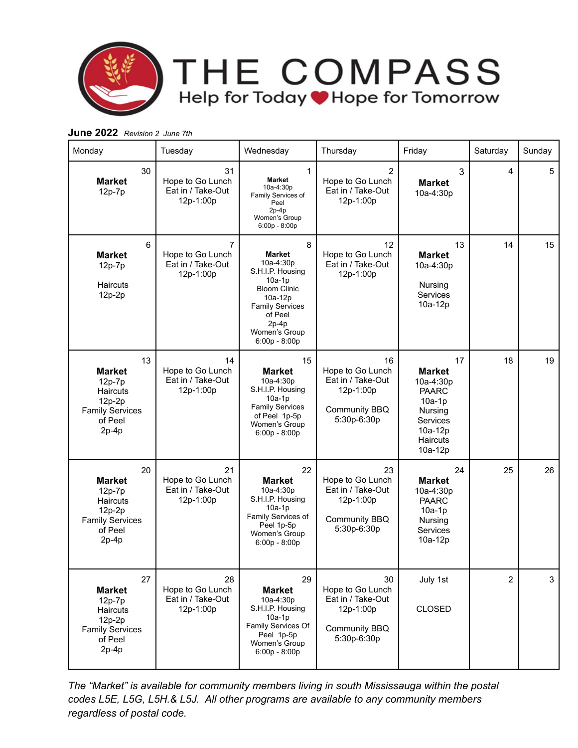# THE COMPASS

Help for Today ❤ Hope for Tomorrow

**June 2022** *Revision 2 June 7th*

| Monday | Tuesday | Wednesday | Thursday | Friday | Saturday | Sunday |
|---|---|---|---|---|---|---|
| 30<br>**Market**<br>12p-7p | 31<br>Hope to Go Lunch<br>Eat in / Take-Out<br>12p-1:00p | 1<br>**Market**<br>10a-4:30p<br>Family Services of Peel<br>2p-4p<br>Women's Group<br>6:00p - 8:00p | 2<br>Hope to Go Lunch<br>Eat in / Take-Out<br>12p-1:00p | 3<br>**Market**<br>10a-4:30p | 4 | 5 |
| 6<br>**Market**<br>12p-7p<br><br>Haircuts<br>12p-2p | 7<br>Hope to Go Lunch<br>Eat in / Take-Out<br>12p-1:00p | 8<br>**Market**<br>10a-4:30p<br>S.H.I.P. Housing<br>10a-1p<br>Bloom Clinic<br>10a-12p<br>Family Services of Peel<br>2p-4p<br>Women's Group<br>6:00p - 8:00p | 12<br>Hope to Go Lunch<br>Eat in / Take-Out<br>12p-1:00p | 13<br>**Market**<br>10a-4:30p<br><br>Nursing Services<br>10a-12p | 14 | 15 |
| 13<br>**Market**<br>12p-7p<br>Haircuts<br>12p-2p<br>Family Services of Peel<br>2p-4p | 14<br>Hope to Go Lunch<br>Eat in / Take-Out<br>12p-1:00p | 15<br>**Market**<br>10a-4:30p<br>S.H.I.P. Housing<br>10a-1p<br>Family Services of Peel 1p-5p<br>Women's Group<br>6:00p - 8:00p | 16<br>Hope to Go Lunch<br>Eat in / Take-Out<br>12p-1:00p<br><br>Community BBQ<br>5:30p-6:30p | 17<br>**Market**<br>10a-4:30p<br>PAARC<br>10a-1p<br>Nursing Services<br>10a-12p<br>Haircuts<br>10a-12p | 18 | 19 |
| 20<br>**Market**<br>12p-7p<br>Haircuts<br>12p-2p<br>Family Services of Peel<br>2p-4p | 21<br>Hope to Go Lunch<br>Eat in / Take-Out<br>12p-1:00p | 22<br>**Market**<br>10a-4:30p<br>S.H.I.P. Housing<br>10a-1p<br>Family Services of Peel 1p-5p<br>Women's Group<br>6:00p - 8:00p | 23<br>Hope to Go Lunch<br>Eat in / Take-Out<br>12p-1:00p<br><br>Community BBQ<br>5:30p-6:30p | 24<br>**Market**<br>10a-4:30p<br>PAARC<br>10a-1p<br>Nursing Services<br>10a-12p | 25 | 26 |
| 27<br>**Market**<br>12p-7p<br>Haircuts<br>12p-2p<br>Family Services of Peel<br>2p-4p | 28<br>Hope to Go Lunch<br>Eat in / Take-Out<br>12p-1:00p | 29<br>**Market**<br>10a-4:30p<br>S.H.I.P. Housing<br>10a-1p<br>Family Services Of Peel 1p-5p<br>Women's Group<br>6:00p - 8:00p | 30<br>Hope to Go Lunch<br>Eat in / Take-Out<br>12p-1:00p<br><br>Community BBQ<br>5:30p-6:30p | July 1st<br><br>CLOSED | 2 | 3 |

*The "Market" is available for community members living in south Mississauga within the postal codes L5E, L5G, L5H.& L5J. All other programs are available to any community members regardless of postal code.*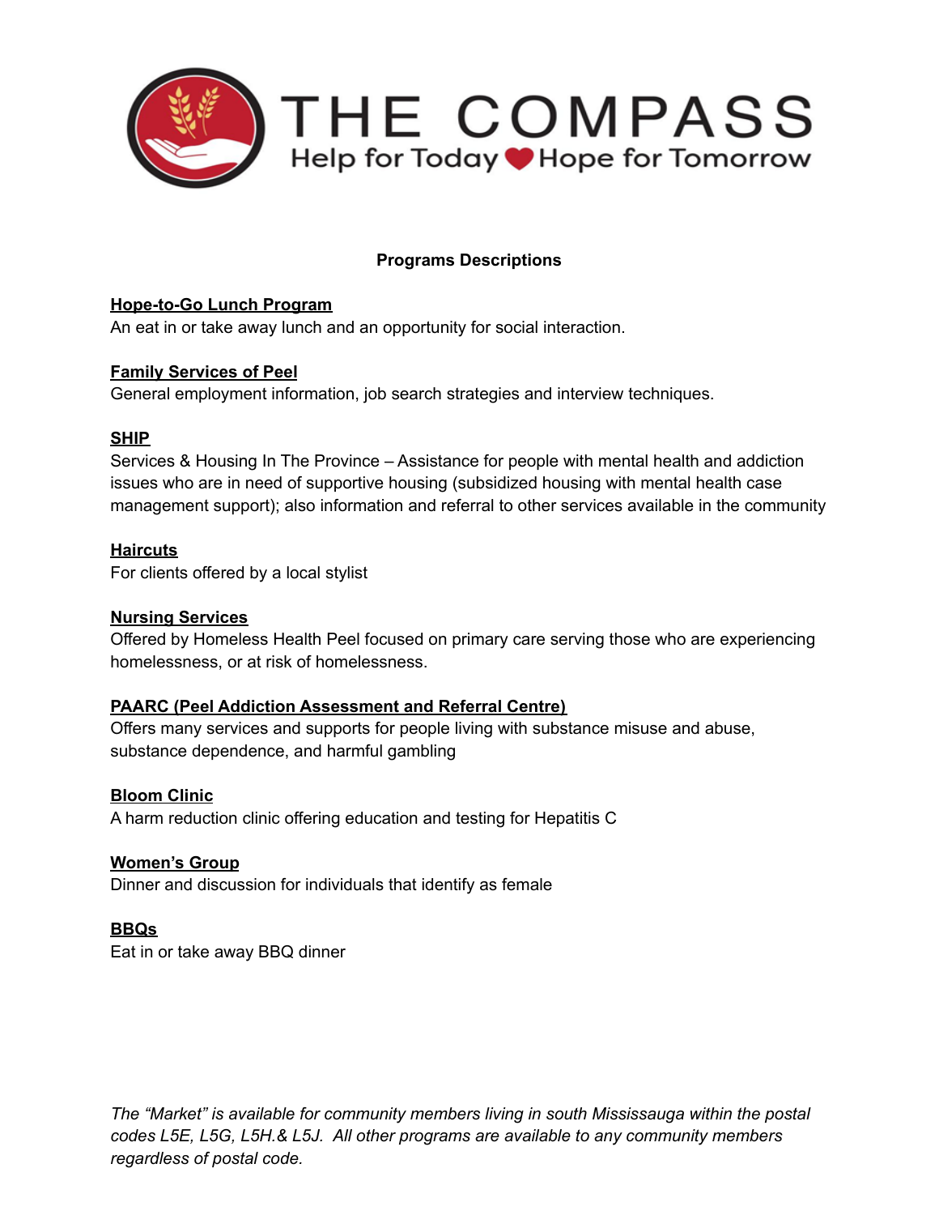# THE COMPASS

Help for Today ❤ Hope for Tomorrow

## Programs Descriptions

**Hope-to-Go Lunch Program**

An eat in or take away lunch and an opportunity for social interaction.

**Family Services of Peel**

General employment information, job search strategies and interview techniques.

**SHIP**

Services & Housing In The Province – Assistance for people with mental health and addiction issues who are in need of supportive housing (subsidized housing with mental health case management support); also information and referral to other services available in the community

**Haircuts**

For clients offered by a local stylist

**Nursing Services**

Offered by Homeless Health Peel focused on primary care serving those who are experiencing homelessness, or at risk of homelessness.

**PAARC (Peel Addiction Assessment and Referral Centre)**

Offers many services and supports for people living with substance misuse and abuse, substance dependence, and harmful gambling

**Bloom Clinic**

A harm reduction clinic offering education and testing for Hepatitis C

**Women's Group**

Dinner and discussion for individuals that identify as female

**BBQs**

Eat in or take away BBQ dinner

*The "Market" is available for community members living in south Mississauga within the postal codes L5E, L5G, L5H.& L5J. All other programs are available to any community members regardless of postal code.*